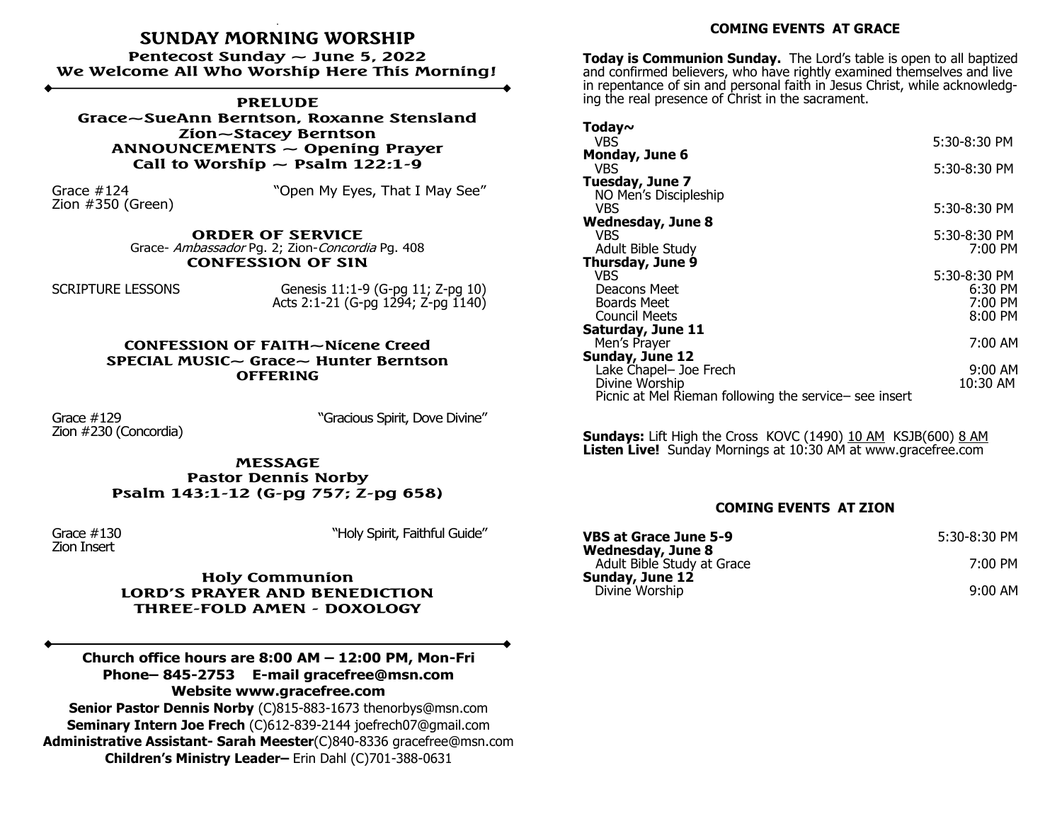# SUNDAY MORNING WORSHIP

**Pentecost Sunday ~ June 5, 2022**

**We Welcome All Who Worship Here This Morning!**

---

**PRELUDE**

**Grace~SueAnn Berntson, Roxanne Stensland**

**Zion~Stacey Berntson**

**ANNOUNCEMENTS ~ Opening Prayer**

**Call to Worship ~ Psalm 122:1-9**

Grace #124 — "Open My Eyes, That I May See"
Zion #350 (Green)

**ORDER OF SERVICE**

Grace- *Ambassador* Pg. 2; Zion-*Concordia* Pg. 408

**CONFESSION OF SIN**

SCRIPTURE LESSONS — Genesis 11:1-9 (G-pg 11; Z-pg 10)
Acts 2:1-21 (G-pg 1294; Z-pg 1140)

**CONFESSION OF FAITH~Nicene Creed**

**SPECIAL MUSIC~ Grace~ Hunter Berntson**

**OFFERING**

Grace #129 — "Gracious Spirit, Dove Divine"
Zion #230 (Concordia)

**MESSAGE**

**Pastor Dennis Norby**

**Psalm 143:1-12 (G-pg 757; Z-pg 658)**

Grace #130 — "Holy Spirit, Faithful Guide"
Zion Insert

**Holy Communion**

**LORD'S PRAYER AND BENEDICTION**

**THREE-FOLD AMEN - DOXOLOGY**

---

**Church office hours are 8:00 AM – 12:00 PM, Mon-Fri**
**Phone– 845-2753 E-mail gracefree@msn.com**
**Website www.gracefree.com**

**Senior Pastor Dennis Norby** (C)815-883-1673 thenorbys@msn.com
**Seminary Intern Joe Frech** (C)612-839-2144 joefrech07@gmail.com
**Administrative Assistant- Sarah Meester**(C)840-8336 gracefree@msn.com
**Children's Ministry Leader–** Erin Dahl (C)701-388-0631

## COMING EVENTS AT GRACE

**Today is Communion Sunday.** The Lord's table is open to all baptized and confirmed believers, who have rightly examined themselves and live in repentance of sin and personal faith in Jesus Christ, while acknowledging the real presence of Christ in the sacrament.

**Today~**
- VBS — 5:30-8:30 PM

**Monday, June 6**
- VBS — 5:30-8:30 PM

**Tuesday, June 7**
- NO Men's Discipleship
- VBS — 5:30-8:30 PM

**Wednesday, June 8**
- VBS — 5:30-8:30 PM
- Adult Bible Study — 7:00 PM

**Thursday, June 9**
- VBS — 5:30-8:30 PM
- Deacons Meet — 6:30 PM
- Boards Meet — 7:00 PM
- Council Meets — 8:00 PM

**Saturday, June 11**
- Men's Prayer — 7:00 AM

**Sunday, June 12**
- Lake Chapel– Joe Frech — 9:00 AM
- Divine Worship — 10:30 AM
- Picnic at Mel Rieman following the service– see insert

**Sundays:** Lift High the Cross KOVC (1490) 10 AM KSJB(600) 8 AM
**Listen Live!** Sunday Mornings at 10:30 AM at www.gracefree.com

## COMING EVENTS AT ZION

**VBS at Grace June 5-9** — 5:30-8:30 PM

**Wednesday, June 8**
- Adult Bible Study at Grace — 7:00 PM

**Sunday, June 12**
- Divine Worship — 9:00 AM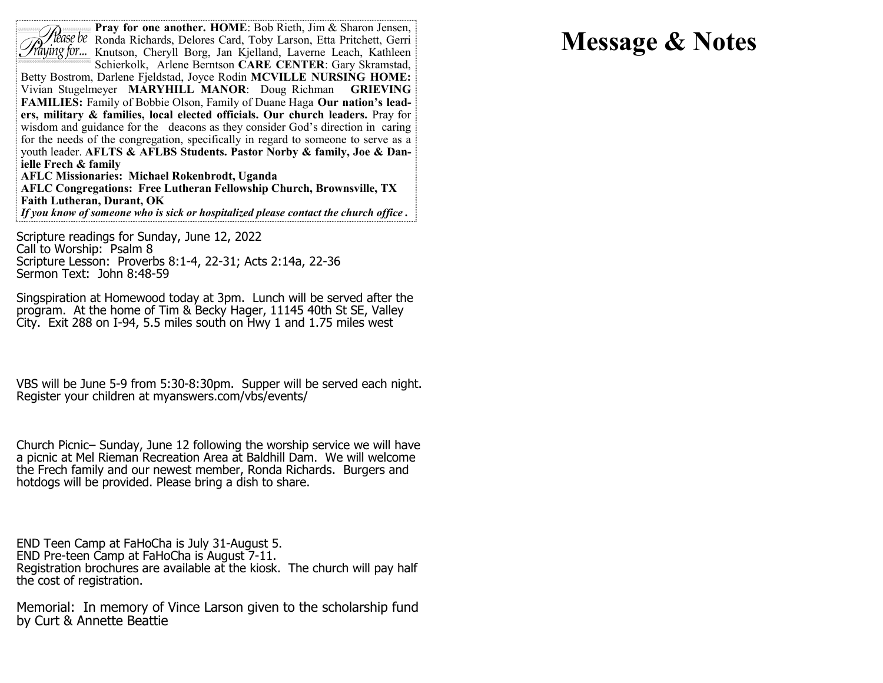*Please be Praying for...* **Pray for one another. HOME**: Bob Rieth, Jim & Sharon Jensen, Ronda Richards, Delores Card, Toby Larson, Etta Pritchett, Gerri Knutson, Cheryll Borg, Jan Kjelland, Laverne Leach, Kathleen Schierkolk, Arlene Berntson **CARE CENTER**: Gary Skramstad, Betty Bostrom, Darlene Fjeldstad, Joyce Rodin **MCVILLE NURSING HOME:** Vivian Stugelmeyer **MARYHILL MANOR**: Doug Richman **GRIEVING FAMILIES:** Family of Bobbie Olson, Family of Duane Haga **Our nation's leaders, military & families, local elected officials. Our church leaders.** Pray for wisdom and guidance for the deacons as they consider God's direction in caring for the needs of the congregation, specifically in regard to someone to serve as a youth leader. **AFLTS & AFLBS Students. Pastor Norby & family, Joe & Danielle Frech & family**

**AFLC Missionaries: Michael Rokenbrodt, Uganda**

**AFLC Congregations: Free Lutheran Fellowship Church, Brownsville, TX**

**Faith Lutheran, Durant, OK**

***If you know of someone who is sick or hospitalized please contact the church office .***

Scripture readings for Sunday, June 12, 2022
Call to Worship: Psalm 8
Scripture Lesson: Proverbs 8:1-4, 22-31; Acts 2:14a, 22-36
Sermon Text: John 8:48-59

Singspiration at Homewood today at 3pm. Lunch will be served after the program. At the home of Tim & Becky Hager, 11145 40th St SE, Valley City. Exit 288 on I-94, 5.5 miles south on Hwy 1 and 1.75 miles west

VBS will be June 5-9 from 5:30-8:30pm. Supper will be served each night. Register your children at myanswers.com/vbs/events/

Church Picnic– Sunday, June 12 following the worship service we will have a picnic at Mel Rieman Recreation Area at Baldhill Dam. We will welcome the Frech family and our newest member, Ronda Richards. Burgers and hotdogs will be provided. Please bring a dish to share.

END Teen Camp at FaHoCha is July 31-August 5.
END Pre-teen Camp at FaHoCha is August 7-11.
Registration brochures are available at the kiosk. The church will pay half the cost of registration.

Memorial: In memory of Vince Larson given to the scholarship fund by Curt & Annette Beattie

# Message & Notes